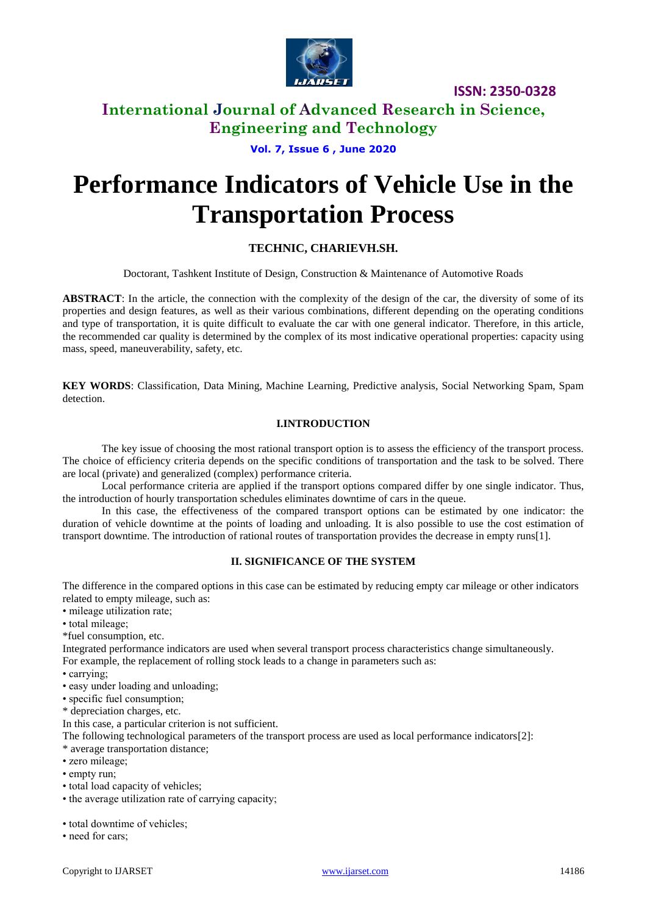# Performance Indicators of Vehicle Use in the Transportation Process

**TECHNIC, CHARIEVH.SH.**

Doctorant, Tashkent Institute of Design, Construction & Maintenance of Automotive Roads

**ABSTRACT**: In the article, the connection with the complexity of the design of the car, the diversity of some of its properties and design features, as well as their various combinations, different depending on the operating conditions and type of transportation, it is quite difficult to evaluate the car with one general indicator. Therefore, in this article, the recommended car quality is determined by the complex of its most indicative operational properties: capacity using mass, speed, maneuverability, safety, etc.

**KEY WORDS**: Classification, Data Mining, Machine Learning, Predictive analysis, Social Networking Spam, Spam detection.

## I.INTRODUCTION

The key issue of choosing the most rational transport option is to assess the efficiency of the transport process. The choice of efficiency criteria depends on the specific conditions of transportation and the task to be solved. There are local (private) and generalized (complex) performance criteria.

Local performance criteria are applied if the transport options compared differ by one single indicator. Thus, the introduction of hourly transportation schedules eliminates downtime of cars in the queue.

In this case, the effectiveness of the compared transport options can be estimated by one indicator: the duration of vehicle downtime at the points of loading and unloading. It is also possible to use the cost estimation of transport downtime. The introduction of rational routes of transportation provides the decrease in empty runs[1].

## II. SIGNIFICANCE OF THE SYSTEM

The difference in the compared options in this case can be estimated by reducing empty car mileage or other indicators related to empty mileage, such as:

- mileage utilization rate;
- total mileage;
- fuel consumption, etc.

Integrated performance indicators are used when several transport process characteristics change simultaneously.

For example, the replacement of rolling stock leads to a change in parameters such as:

- carrying;
- easy under loading and unloading;
- specific fuel consumption;
- depreciation charges, etc.

In this case, a particular criterion is not sufficient.

The following technological parameters of the transport process are used as local performance indicators[2]:

- average transportation distance;
- zero mileage;
- empty run;
- total load capacity of vehicles;
- the average utilization rate of carrying capacity;
- total downtime of vehicles;
- need for cars;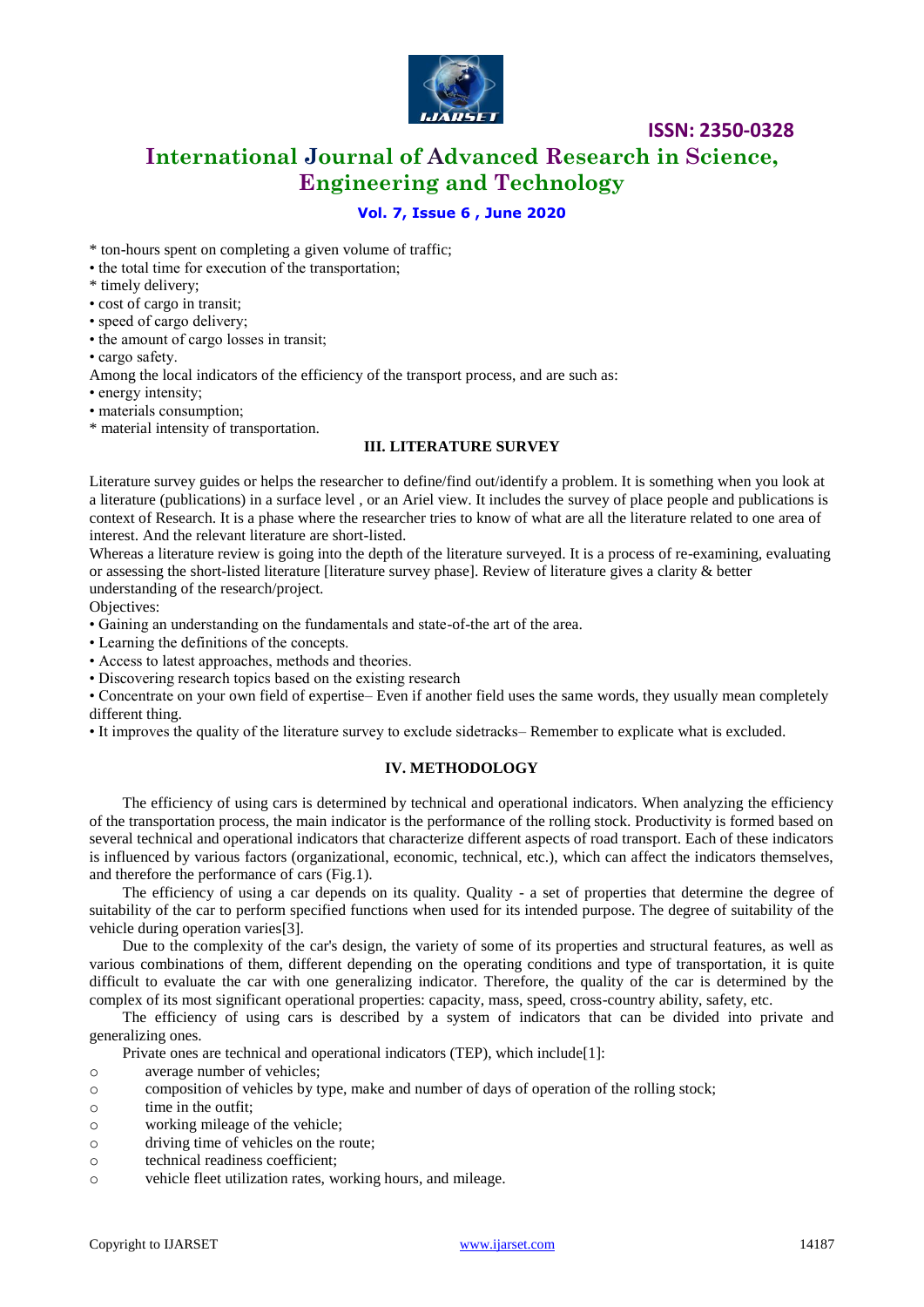* ton-hours spent on completing a given volume of traffic;
• the total time for execution of the transportation;
* timely delivery;
• cost of cargo in transit;
• speed of cargo delivery;
• the amount of cargo losses in transit;
• cargo safety.

Among the local indicators of the efficiency of the transport process, and are such as:
• energy intensity;
• materials consumption;
* material intensity of transportation.

## III. LITERATURE SURVEY

Literature survey guides or helps the researcher to define/find out/identify a problem. It is something when you look at a literature (publications) in a surface level , or an Ariel view. It includes the survey of place people and publications is context of Research. It is a phase where the researcher tries to know of what are all the literature related to one area of interest. And the relevant literature are short-listed.

Whereas a literature review is going into the depth of the literature surveyed. It is a process of re-examining, evaluating or assessing the short-listed literature [literature survey phase]. Review of literature gives a clarity & better understanding of the research/project.

Objectives:
• Gaining an understanding on the fundamentals and state-of-the art of the area.
• Learning the definitions of the concepts.
• Access to latest approaches, methods and theories.
• Discovering research topics based on the existing research
• Concentrate on your own field of expertise– Even if another field uses the same words, they usually mean completely different thing.
• It improves the quality of the literature survey to exclude sidetracks– Remember to explicate what is excluded.

## IV. METHODOLOGY

The efficiency of using cars is determined by technical and operational indicators. When analyzing the efficiency of the transportation process, the main indicator is the performance of the rolling stock. Productivity is formed based on several technical and operational indicators that characterize different aspects of road transport. Each of these indicators is influenced by various factors (organizational, economic, technical, etc.), which can affect the indicators themselves, and therefore the performance of cars (Fig.1).

The efficiency of using a car depends on its quality. Quality - a set of properties that determine the degree of suitability of the car to perform specified functions when used for its intended purpose. The degree of suitability of the vehicle during operation varies[3].

Due to the complexity of the car's design, the variety of some of its properties and structural features, as well as various combinations of them, different depending on the operating conditions and type of transportation, it is quite difficult to evaluate the car with one generalizing indicator. Therefore, the quality of the car is determined by the complex of its most significant operational properties: capacity, mass, speed, cross-country ability, safety, etc.

The efficiency of using cars is described by a system of indicators that can be divided into private and generalizing ones.

Private ones are technical and operational indicators (TEP), which include[1]:

- average number of vehicles;
- composition of vehicles by type, make and number of days of operation of the rolling stock;
- time in the outfit;
- working mileage of the vehicle;
- driving time of vehicles on the route;
- technical readiness coefficient;
- vehicle fleet utilization rates, working hours, and mileage.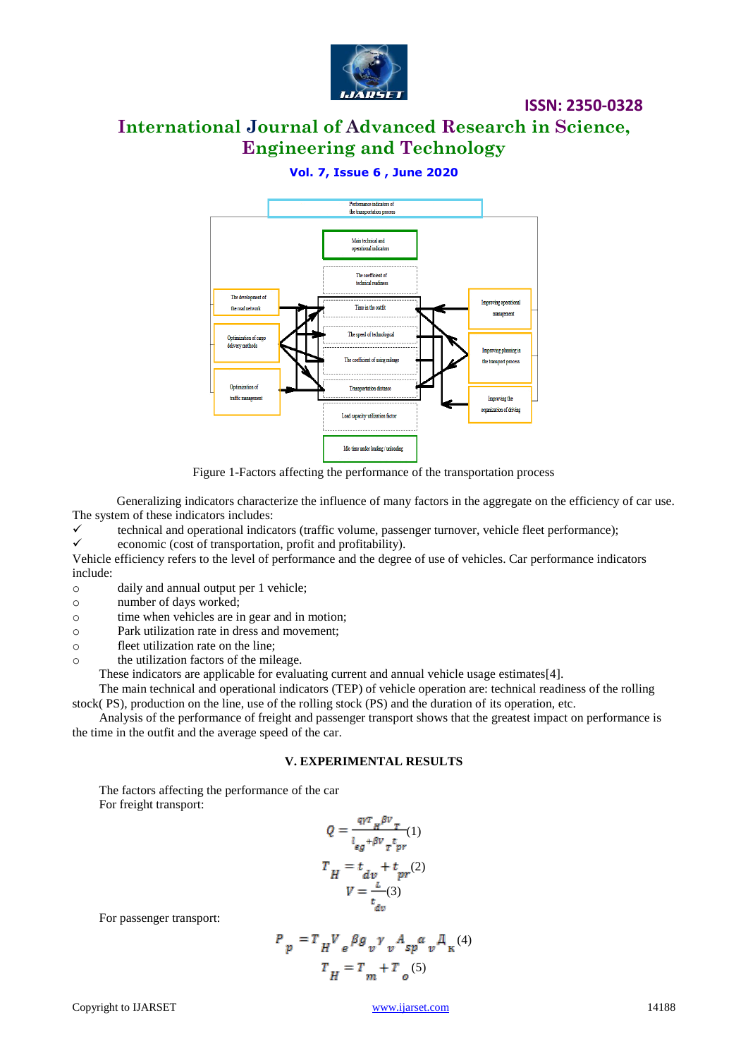Figure 1-Factors affecting the performance of the transportation process

Generalizing indicators characterize the influence of many factors in the aggregate on the efficiency of car use. The system of these indicators includes:

- ✓ technical and operational indicators (traffic volume, passenger turnover, vehicle fleet performance);
- ✓ economic (cost of transportation, profit and profitability).

Vehicle efficiency refers to the level of performance and the degree of use of vehicles. Car performance indicators include:

- daily and annual output per 1 vehicle;
- number of days worked;
- time when vehicles are in gear and in motion;
- Park utilization rate in dress and movement;
- fleet utilization rate on the line;
- the utilization factors of the mileage.

These indicators are applicable for evaluating current and annual vehicle usage estimates[4].

The main technical and operational indicators (TEP) of vehicle operation are: technical readiness of the rolling stock( PS), production on the line, use of the rolling stock (PS) and the duration of its operation, etc.

Analysis of the performance of freight and passenger transport shows that the greatest impact on performance is the time in the outfit and the average speed of the car.

## V. EXPERIMENTAL RESULTS

The factors affecting the performance of the car

For freight transport:

$$Q = \frac{q\gamma T_H \beta V_T}{l_{eg} + \beta V_T t_{pr}} \quad (1)$$

$$T_H = t_{dv} + t_{pr} \quad (2)$$

$$V = \frac{L}{t_{dv}} \quad (3)$$

For passenger transport:

$$P_p = T_H V_e \beta g_v \gamma_v A_{sp} \alpha_v Д_к \quad (4)$$

$$T_H = T_m + T_o \quad (5)$$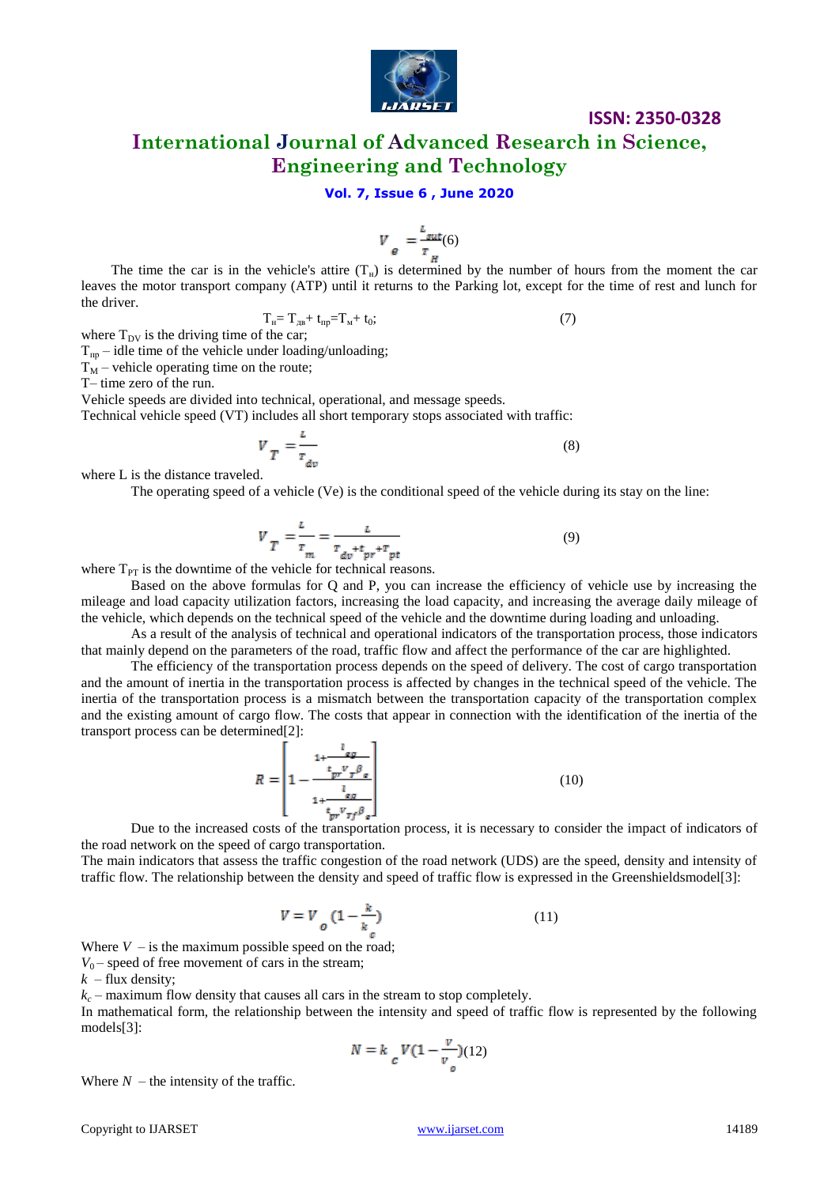$$V_e = \frac{L_{sut}}{T_H} (6)$$

The time the car is in the vehicle's attire ($T_н$) is determined by the number of hours from the moment the car leaves the motor transport company (ATP) until it returns to the Parking lot, except for the time of rest and lunch for the driver.

$$T_н = T_{дв} + t_{пр} = T_м + t_0; \quad (7)$$

where $T_{DV}$ is the driving time of the car;
$T_{пр}$ – idle time of the vehicle under loading/unloading;
$T_M$ – vehicle operating time on the route;
T– time zero of the run.
Vehicle speeds are divided into technical, operational, and message speeds.
Technical vehicle speed (VT) includes all short temporary stops associated with traffic:

$$V_T = \frac{L}{T_{dv}} \quad (8)$$

where L is the distance traveled.

The operating speed of a vehicle (Ve) is the conditional speed of the vehicle during its stay on the line:

$$V_T = \frac{L}{T_m} = \frac{L}{T_{dv} + t_{pr} + T_{pt}} \quad (9)$$

where $T_{PT}$ is the downtime of the vehicle for technical reasons.

Based on the above formulas for Q and P, you can increase the efficiency of vehicle use by increasing the mileage and load capacity utilization factors, increasing the load capacity, and increasing the average daily mileage of the vehicle, which depends on the technical speed of the vehicle and the downtime during loading and unloading.

As a result of the analysis of technical and operational indicators of the transportation process, those indicators that mainly depend on the parameters of the road, traffic flow and affect the performance of the car are highlighted.

The efficiency of the transportation process depends on the speed of delivery. The cost of cargo transportation and the amount of inertia in the transportation process is affected by changes in the technical speed of the vehicle. The inertia of the transportation process is a mismatch between the transportation capacity of the transportation complex and the existing amount of cargo flow. The costs that appear in connection with the identification of the inertia of the transport process can be determined[2]:

$$R = \left[ 1 - \frac{1 + \frac{l_{eg}}{t_{pr} V_T \beta_e}}{1 + \frac{l_{eg}}{t_{pr} V_{Tf} \beta_e}} \right] \quad (10)$$

Due to the increased costs of the transportation process, it is necessary to consider the impact of indicators of the road network on the speed of cargo transportation.

The main indicators that assess the traffic congestion of the road network (UDS) are the speed, density and intensity of traffic flow. The relationship between the density and speed of traffic flow is expressed in the Greenshieldsmodel[3]:

$$V = V_o \left(1 - \frac{k}{k_c}\right) \quad (11)$$

Where $V$ – is the maximum possible speed on the road;
$V_0$ – speed of free movement of cars in the stream;
$k$ – flux density;
$k_c$ – maximum flow density that causes all cars in the stream to stop completely.
In mathematical form, the relationship between the intensity and speed of traffic flow is represented by the following models[3]:

$$N = k_c V \left(1 - \frac{V}{V_o}\right) (12)$$

Where $N$ – the intensity of the traffic.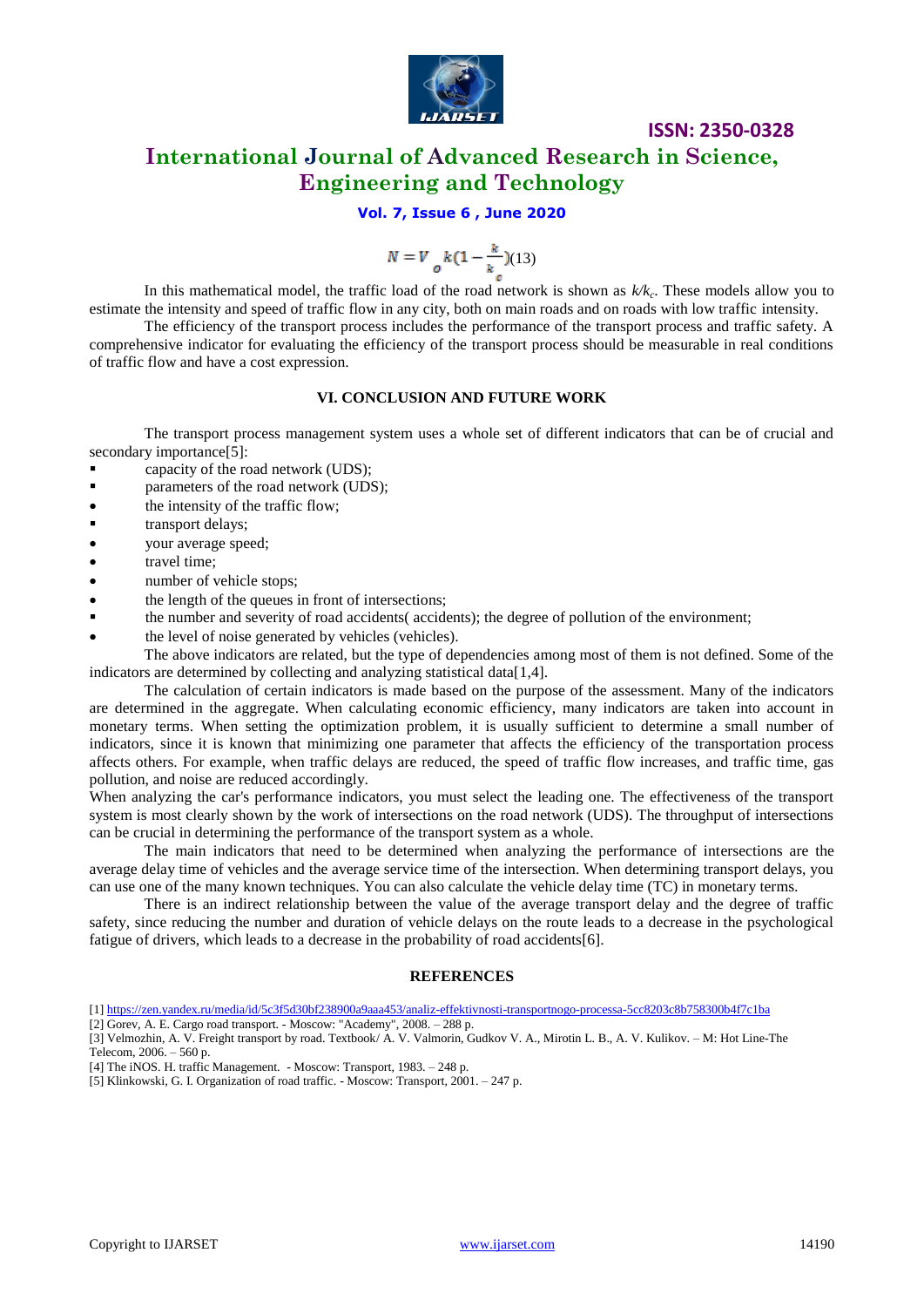$$N = V_o k\left(1 - \frac{k}{k_c}\right) \quad (13)$$

In this mathematical model, the traffic load of the road network is shown as $k/k_c$. These models allow you to estimate the intensity and speed of traffic flow in any city, both on main roads and on roads with low traffic intensity.

The efficiency of the transport process includes the performance of the transport process and traffic safety. A comprehensive indicator for evaluating the efficiency of the transport process should be measurable in real conditions of traffic flow and have a cost expression.

## VI. CONCLUSION AND FUTURE WORK

The transport process management system uses a whole set of different indicators that can be of crucial and secondary importance[5]:

- capacity of the road network (UDS);
- parameters of the road network (UDS);
- the intensity of the traffic flow;
- transport delays;
- your average speed;
- travel time;
- number of vehicle stops;
- the length of the queues in front of intersections;
- the number and severity of road accidents( accidents); the degree of pollution of the environment;
- the level of noise generated by vehicles (vehicles).

The above indicators are related, but the type of dependencies among most of them is not defined. Some of the indicators are determined by collecting and analyzing statistical data[1,4].

The calculation of certain indicators is made based on the purpose of the assessment. Many of the indicators are determined in the aggregate. When calculating economic efficiency, many indicators are taken into account in monetary terms. When setting the optimization problem, it is usually sufficient to determine a small number of indicators, since it is known that minimizing one parameter that affects the efficiency of the transportation process affects others. For example, when traffic delays are reduced, the speed of traffic flow increases, and traffic time, gas pollution, and noise are reduced accordingly.

When analyzing the car's performance indicators, you must select the leading one. The effectiveness of the transport system is most clearly shown by the work of intersections on the road network (UDS). The throughput of intersections can be crucial in determining the performance of the transport system as a whole.

The main indicators that need to be determined when analyzing the performance of intersections are the average delay time of vehicles and the average service time of the intersection. When determining transport delays, you can use one of the many known techniques. You can also calculate the vehicle delay time (TC) in monetary terms.

There is an indirect relationship between the value of the average transport delay and the degree of traffic safety, since reducing the number and duration of vehicle delays on the route leads to a decrease in the psychological fatigue of drivers, which leads to a decrease in the probability of road accidents[6].

## REFERENCES

[1] https://zen.yandex.ru/media/id/5c3f5d30bf238900a9aaa453/analiz-effektivnosti-transportnogo-processa-5cc8203c8b758300b4f7c1ba

[2] Gorev, A. E. Cargo road transport. - Moscow: "Academy", 2008. – 288 p.

[3] Velmozhin, A. V. Freight transport by road. Textbook/ A. V. Valmorin, Gudkov V. A., Mirotin L. B., A. V. Kulikov. – M: Hot Line-The Telecom, 2006. – 560 p.

[4] The iNOS. H. traffic Management. - Moscow: Transport, 1983. – 248 p.

[5] Klinkowski, G. I. Organization of road traffic. - Moscow: Transport, 2001. – 247 p.